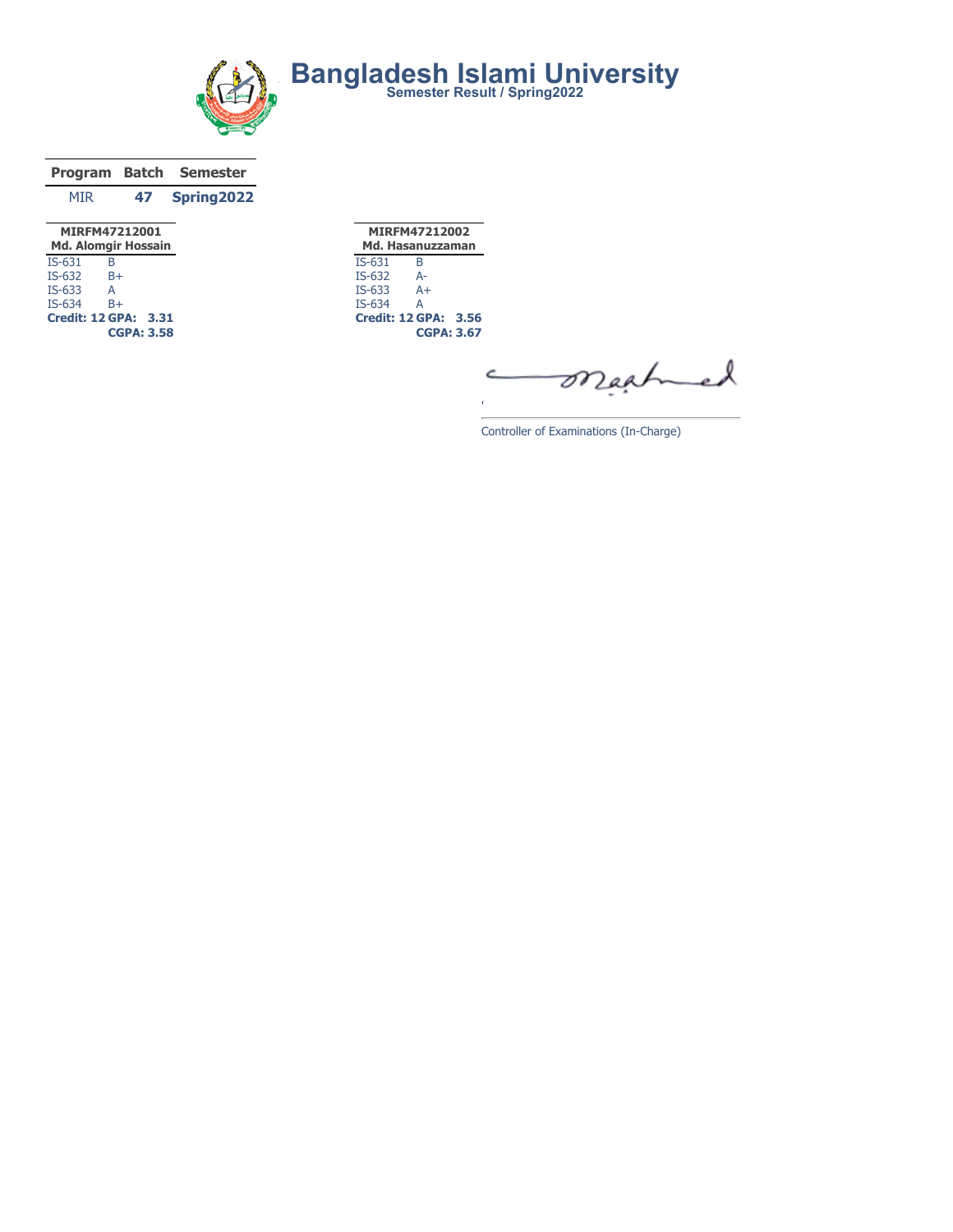# Bangladesh Islami University

## Semester Result / Spring2022

| Program | Batch | Semester |
|---|---|---|
| MIR | 47 | Spring2022 |

**MIRFM47212001**
**Md. Alomgir Hossain**

| Course | Grade |
|---|---|
| IS-631 | B |
| IS-632 | B+ |
| IS-633 | A |
| IS-634 | B+ |

**Credit: 12 GPA: 3.31**
**CGPA: 3.58**

**MIRFM47212002**
**Md. Hasanuzzaman**

| Course | Grade |
|---|---|
| IS-631 | B |
| IS-632 | A- |
| IS-633 | A+ |
| IS-634 | A |

**Credit: 12 GPA: 3.56**
**CGPA: 3.67**

Controller of Examinations (In-Charge)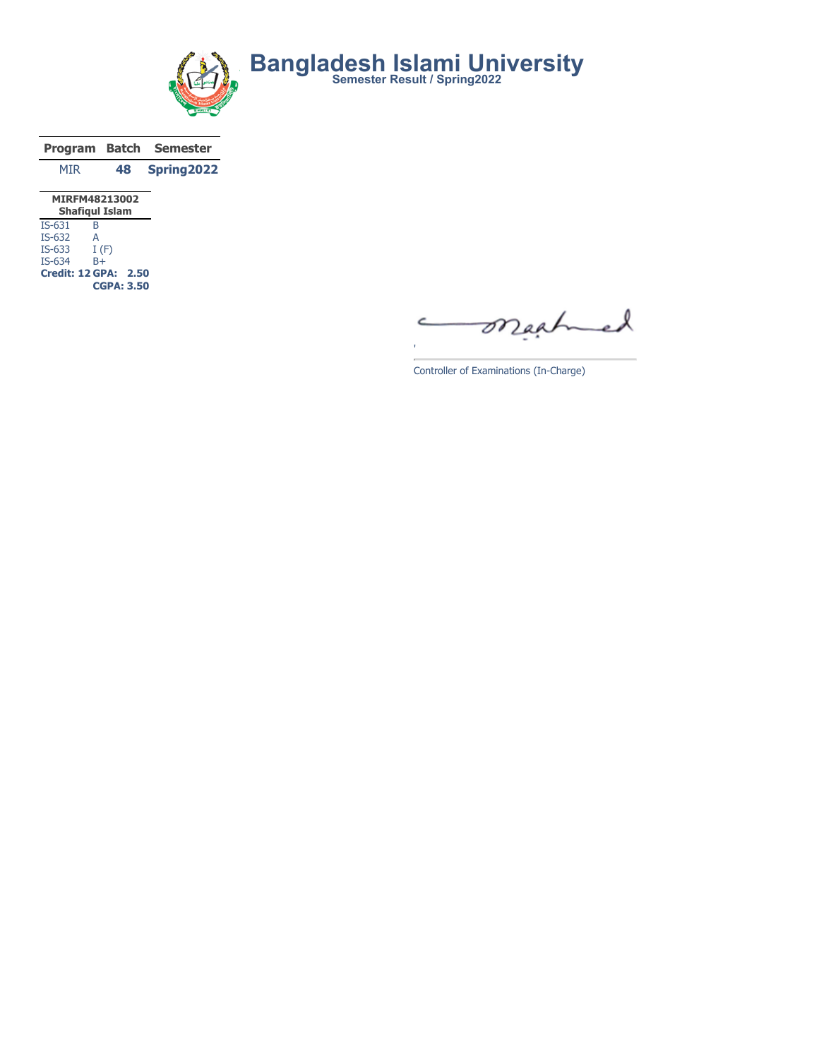# Bangladesh Islami University

**Semester Result / Spring2022**

| Program | Batch | Semester |
|---|---|---|
| MIR | **48** | **Spring2022** |

**MIRFM48213002**
**Shafiqul Islam**

| Course | Grade |
|---|---|
| IS-631 | B |
| IS-632 | A |
| IS-633 | I (F) |
| IS-634 | B+ |

**Credit: 12 GPA: 2.50**
**CGPA: 3.50**

Controller of Examinations (In-Charge)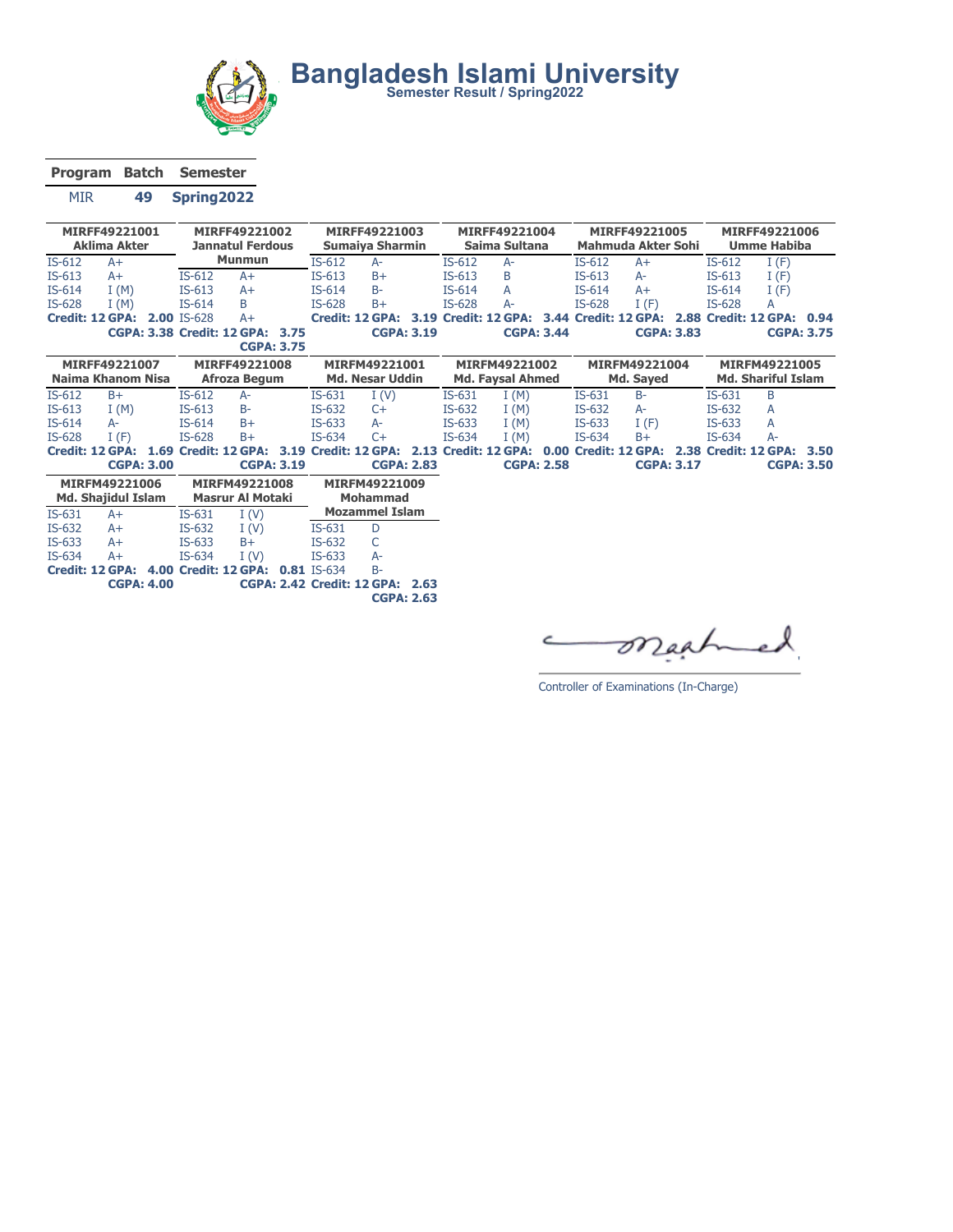# Bangladesh Islami University

**Semester Result / Spring2022**

| Program | Batch | Semester |
|---|---|---|
| MIR | 49 | Spring2022 |

**MIRFF49221001 — Aklima Akter**

| | |
|---|---|
| IS-612 | A+ |
| IS-613 | A+ |
| IS-614 | I (M) |
| IS-628 | I (M) |

**Credit: 12 GPA: 2.00 CGPA: 3.38**

**MIRFF49221002 — Jannatul Ferdous Munmun**

| | |
|---|---|
| IS-612 | A+ |
| IS-613 | A+ |
| IS-614 | B |
| IS-628 | A+ |

**Credit: 12 GPA: 3.75 CGPA: 3.75**

**MIRFF49221003 — Sumaiya Sharmin**

| | |
|---|---|
| IS-612 | A- |
| IS-613 | B+ |
| IS-614 | B- |
| IS-628 | B+ |

**Credit: 12 GPA: 3.19 CGPA: 3.19**

**MIRFF49221004 — Saima Sultana**

| | |
|---|---|
| IS-612 | A- |
| IS-613 | B |
| IS-614 | A |
| IS-628 | A- |

**Credit: 12 GPA: 3.44 CGPA: 3.44**

**MIRFF49221005 — Mahmuda Akter Sohi**

| | |
|---|---|
| IS-612 | A+ |
| IS-613 | A- |
| IS-614 | A+ |
| IS-628 | I (F) |

**Credit: 12 GPA: 2.88 CGPA: 3.83**

**MIRFF49221006 — Umme Habiba**

| | |
|---|---|
| IS-612 | I (F) |
| IS-613 | I (F) |
| IS-614 | I (F) |
| IS-628 | A |

**Credit: 12 GPA: 0.94 CGPA: 3.75**

**MIRFF49221007 — Naima Khanom Nisa**

| | |
|---|---|
| IS-612 | B+ |
| IS-613 | I (M) |
| IS-614 | A- |
| IS-628 | I (F) |

**Credit: 12 GPA: 1.69 CGPA: 3.00**

**MIRFF49221008 — Afroza Begum**

| | |
|---|---|
| IS-612 | A- |
| IS-613 | B- |
| IS-614 | B+ |
| IS-628 | B+ |

**Credit: 12 GPA: 3.19 CGPA: 3.19**

**MIRFM49221001 — Md. Nesar Uddin**

| | |
|---|---|
| IS-631 | I (V) |
| IS-632 | C+ |
| IS-633 | A- |
| IS-634 | C+ |

**Credit: 12 GPA: 2.13 CGPA: 2.83**

**MIRFM49221002 — Md. Faysal Ahmed**

| | |
|---|---|
| IS-631 | I (M) |
| IS-632 | I (M) |
| IS-633 | I (M) |
| IS-634 | I (M) |

**Credit: 12 GPA: 0.00 CGPA: 2.58**

**MIRFM49221004 — Md. Sayed**

| | |
|---|---|
| IS-631 | B- |
| IS-632 | A- |
| IS-633 | I (F) |
| IS-634 | B+ |

**Credit: 12 GPA: 2.38 CGPA: 3.17**

**MIRFM49221005 — Md. Shariful Islam**

| | |
|---|---|
| IS-631 | B |
| IS-632 | A |
| IS-633 | A |
| IS-634 | A- |

**Credit: 12 GPA: 3.50 CGPA: 3.50**

**MIRFM49221006 — Md. Shajidul Islam**

| | |
|---|---|
| IS-631 | A+ |
| IS-632 | A+ |
| IS-633 | A+ |
| IS-634 | A+ |

**Credit: 12 GPA: 4.00 CGPA: 4.00**

**MIRFM49221008 — Masrur Al Motaki**

| | |
|---|---|
| IS-631 | I (V) |
| IS-632 | I (V) |
| IS-633 | B+ |
| IS-634 | I (V) |

**Credit: 12 GPA: 0.81 CGPA: 2.42**

**MIRFM49221009 — Mohammad Mozammel Islam**

| | |
|---|---|
| IS-631 | D |
| IS-632 | C |
| IS-633 | A- |
| IS-634 | B- |

**Credit: 12 GPA: 2.63 CGPA: 2.63**

Controller of Examinations (In-Charge)